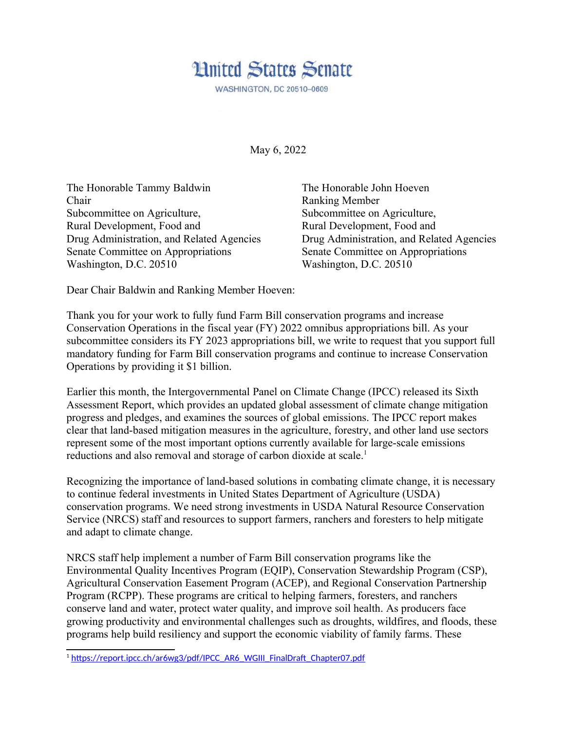# United States Senate

WASHINGTON, DC 20510–0609

May 6, 2022

The Honorable Tammy Baldwin
Chair
Subcommittee on Agriculture,
Rural Development, Food and
Drug Administration, and Related Agencies
Senate Committee on Appropriations
Washington, D.C. 20510

The Honorable John Hoeven
Ranking Member
Subcommittee on Agriculture,
Rural Development, Food and
Drug Administration, and Related Agencies
Senate Committee on Appropriations
Washington, D.C. 20510

Dear Chair Baldwin and Ranking Member Hoeven:

Thank you for your work to fully fund Farm Bill conservation programs and increase Conservation Operations in the fiscal year (FY) 2022 omnibus appropriations bill. As your subcommittee considers its FY 2023 appropriations bill, we write to request that you support full mandatory funding for Farm Bill conservation programs and continue to increase Conservation Operations by providing it $1 billion.

Earlier this month, the Intergovernmental Panel on Climate Change (IPCC) released its Sixth Assessment Report, which provides an updated global assessment of climate change mitigation progress and pledges, and examines the sources of global emissions. The IPCC report makes clear that land-based mitigation measures in the agriculture, forestry, and other land use sectors represent some of the most important options currently available for large-scale emissions reductions and also removal and storage of carbon dioxide at scale.[1]

Recognizing the importance of land-based solutions in combating climate change, it is necessary to continue federal investments in United States Department of Agriculture (USDA) conservation programs. We need strong investments in USDA Natural Resource Conservation Service (NRCS) staff and resources to support farmers, ranchers and foresters to help mitigate and adapt to climate change.

NRCS staff help implement a number of Farm Bill conservation programs like the Environmental Quality Incentives Program (EQIP), Conservation Stewardship Program (CSP), Agricultural Conservation Easement Program (ACEP), and Regional Conservation Partnership Program (RCPP). These programs are critical to helping farmers, foresters, and ranchers conserve land and water, protect water quality, and improve soil health. As producers face growing productivity and environmental challenges such as droughts, wildfires, and floods, these programs help build resiliency and support the economic viability of family farms. These

[1] https://report.ipcc.ch/ar6wg3/pdf/IPCC_AR6_WGIII_FinalDraft_Chapter07.pdf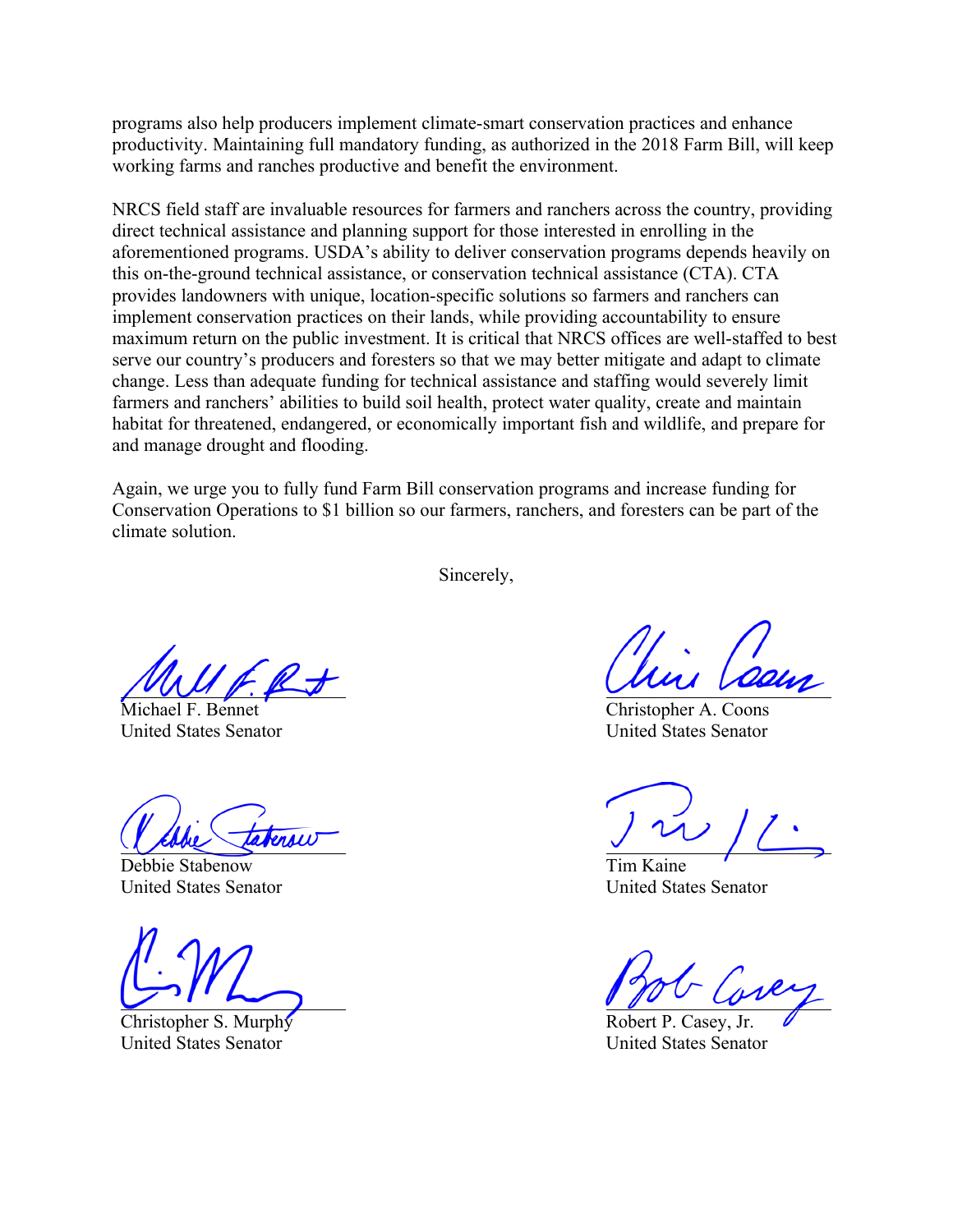programs also help producers implement climate-smart conservation practices and enhance productivity. Maintaining full mandatory funding, as authorized in the 2018 Farm Bill, will keep working farms and ranches productive and benefit the environment.

NRCS field staff are invaluable resources for farmers and ranchers across the country, providing direct technical assistance and planning support for those interested in enrolling in the aforementioned programs. USDA's ability to deliver conservation programs depends heavily on this on-the-ground technical assistance, or conservation technical assistance (CTA). CTA provides landowners with unique, location-specific solutions so farmers and ranchers can implement conservation practices on their lands, while providing accountability to ensure maximum return on the public investment. It is critical that NRCS offices are well-staffed to best serve our country's producers and foresters so that we may better mitigate and adapt to climate change. Less than adequate funding for technical assistance and staffing would severely limit farmers and ranchers' abilities to build soil health, protect water quality, create and maintain habitat for threatened, endangered, or economically important fish and wildlife, and prepare for and manage drought and flooding.

Again, we urge you to fully fund Farm Bill conservation programs and increase funding for Conservation Operations to $1 billion so our farmers, ranchers, and foresters can be part of the climate solution.

Sincerely,

Michael F. Bennet
United States Senator

Christopher A. Coons
United States Senator

Debbie Stabenow
United States Senator

Tim Kaine
United States Senator

Christopher S. Murphy
United States Senator

Robert P. Casey, Jr.
United States Senator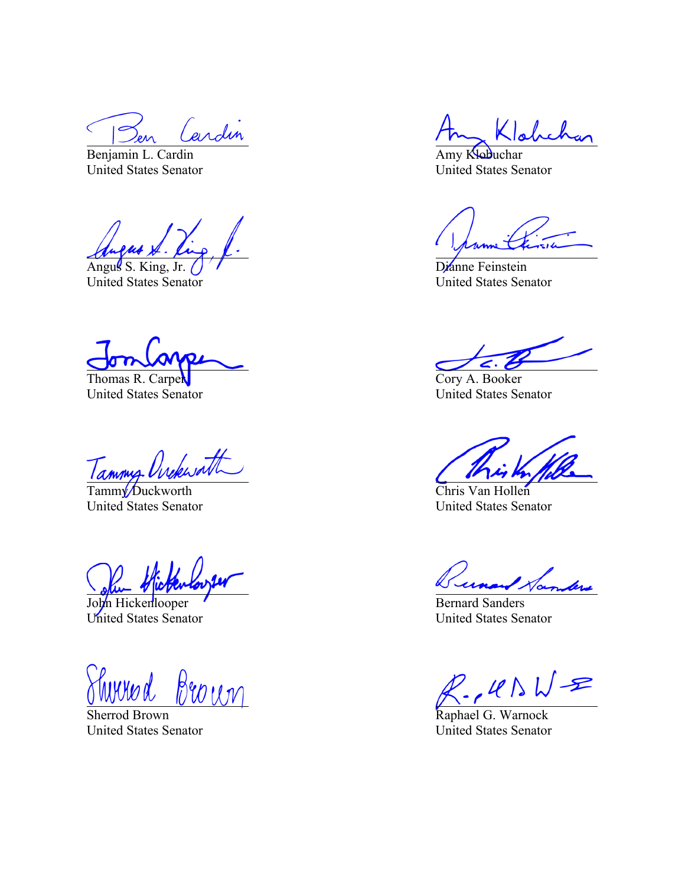Benjamin L. Cardin
United States Senator

Amy Klobuchar
United States Senator

Angus S. King, Jr.
United States Senator

Dianne Feinstein
United States Senator

Thomas R. Carper
United States Senator

Cory A. Booker
United States Senator

Tammy Duckworth
United States Senator

Chris Van Hollen
United States Senator

John Hickenlooper
United States Senator

Bernard Sanders
United States Senator

Sherrod Brown
United States Senator

Raphael G. Warnock
United States Senator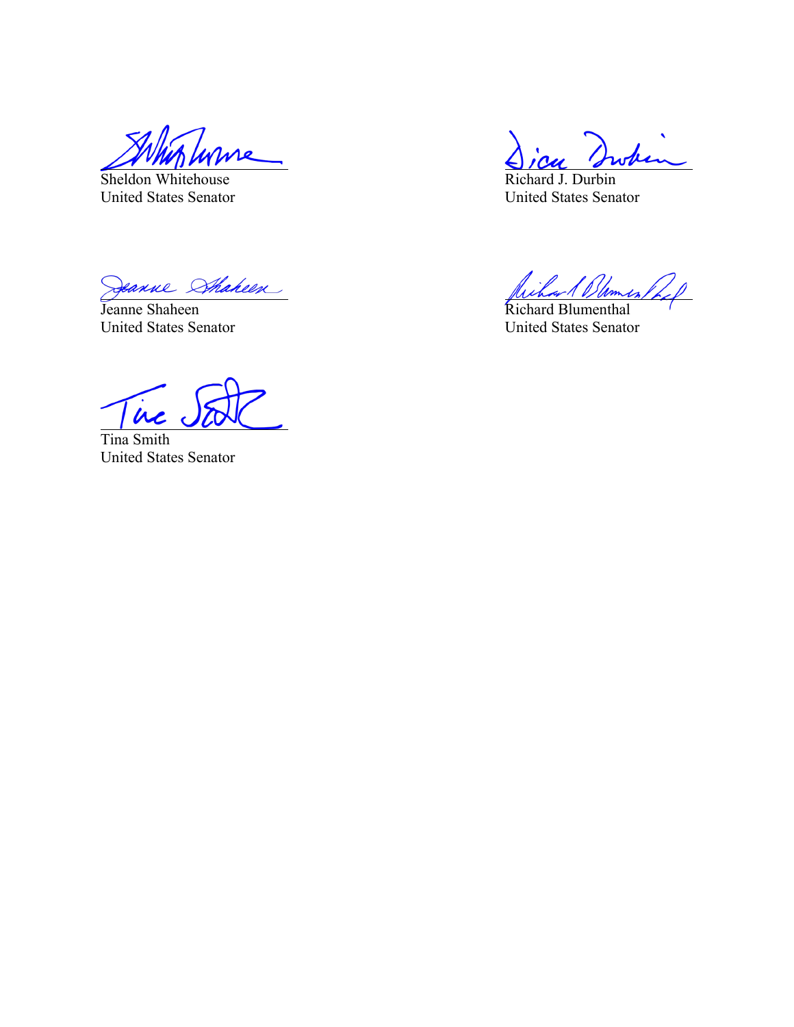Sheldon Whitehouse
United States Senator

Richard J. Durbin
United States Senator

Jeanne Shaheen
United States Senator

Richard Blumenthal
United States Senator

Tina Smith
United States Senator